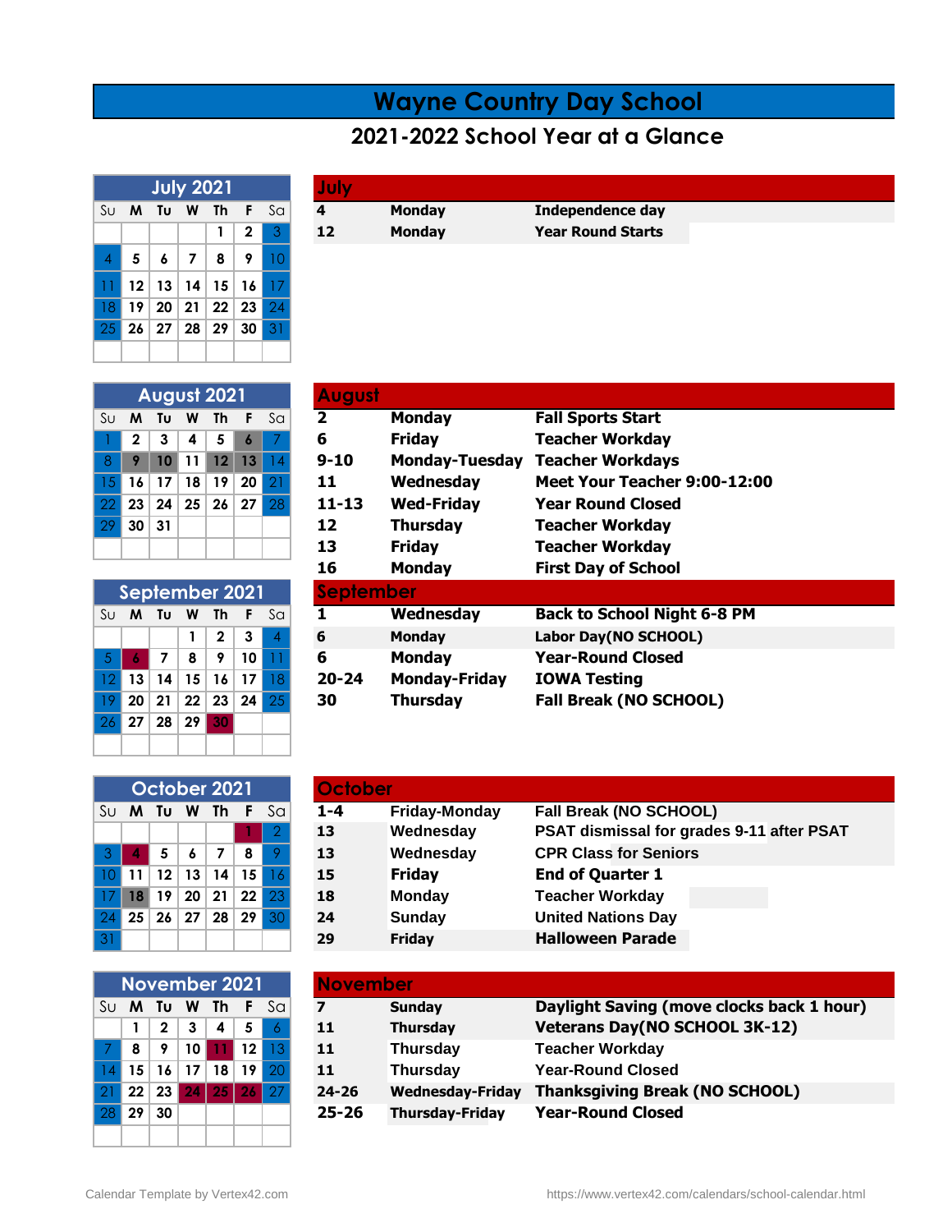# Wayne Country Day School

## 2021-2022 School Year at a Glance

| July 2021 | | | | | | |
|---|---|---|---|---|---|---|
| Su | M | Tu | W | Th | F | Sa |
| | | | | 1 | 2 | 3 |
| 4 | 5 | 6 | 7 | 8 | 9 | 10 |
| 11 | 12 | 13 | 14 | 15 | 16 | 17 |
| 18 | 19 | 20 | 21 | 22 | 23 | 24 |
| 25 | 26 | 27 | 28 | 29 | 30 | 31 |

| July | | |
|---|---|---|
| 4 | Monday | Independence day |
| 12 | Monday | Year Round Starts |

| August 2021 | | | | | | |
|---|---|---|---|---|---|---|
| Su | M | Tu | W | Th | F | Sa |
| 1 | 2 | 3 | 4 | 5 | 6 | 7 |
| 8 | 9 | 10 | 11 | 12 | 13 | 14 |
| 15 | 16 | 17 | 18 | 19 | 20 | 21 |
| 22 | 23 | 24 | 25 | 26 | 27 | 28 |
| 29 | 30 | 31 | | | | |

| August | | |
|---|---|---|
| 2 | Monday | Fall Sports Start |
| 6 | Friday | Teacher Workday |
| 9-10 | Monday-Tuesday | Teacher Workdays |
| 11 | Wednesday | Meet Your Teacher 9:00-12:00 |
| 11-13 | Wed-Friday | Year Round Closed |
| 12 | Thursday | Teacher Workday |
| 13 | Friday | Teacher Workday |
| 16 | Monday | First Day of School |

| September 2021 | | | | | | |
|---|---|---|---|---|---|---|
| Su | M | Tu | W | Th | F | Sa |
| | | | 1 | 2 | 3 | 4 |
| 5 | 6 | 7 | 8 | 9 | 10 | 11 |
| 12 | 13 | 14 | 15 | 16 | 17 | 18 |
| 19 | 20 | 21 | 22 | 23 | 24 | 25 |
| 26 | 27 | 28 | 29 | 30 | | |

| September | | |
|---|---|---|
| 1 | Wednesday | Back to School Night 6-8 PM |
| 6 | Monday | Labor Day(NO SCHOOL) |
| 6 | Monday | Year-Round Closed |
| 20-24 | Monday-Friday | IOWA Testing |
| 30 | Thursday | Fall Break (NO SCHOOL) |

| October 2021 | | | | | | |
|---|---|---|---|---|---|---|
| Su | M | Tu | W | Th | F | Sa |
| | | | | | 1 | 2 |
| 3 | 4 | 5 | 6 | 7 | 8 | 9 |
| 10 | 11 | 12 | 13 | 14 | 15 | 16 |
| 17 | 18 | 19 | 20 | 21 | 22 | 23 |
| 24 | 25 | 26 | 27 | 28 | 29 | 30 |
| 31 | | | | | | |

| October | | |
|---|---|---|
| 1-4 | Friday-Monday | Fall Break (NO SCHOOL) |
| 13 | Wednesday | PSAT dismissal for grades 9-11 after PSAT |
| 13 | Wednesday | CPR Class for Seniors |
| 15 | Friday | End of Quarter 1 |
| 18 | Monday | Teacher Workday |
| 24 | Sunday | United Nations Day |
| 29 | Friday | Halloween Parade |

| November 2021 | | | | | | |
|---|---|---|---|---|---|---|
| Su | M | Tu | W | Th | F | Sa |
| | 1 | 2 | 3 | 4 | 5 | 6 |
| 7 | 8 | 9 | 10 | 11 | 12 | 13 |
| 14 | 15 | 16 | 17 | 18 | 19 | 20 |
| 21 | 22 | 23 | 24 | 25 | 26 | 27 |
| 28 | 29 | 30 | | | | |

| November | | |
|---|---|---|
| 7 | Sunday | Daylight Saving (move clocks back 1 hour) |
| 11 | Thursday | Veterans Day(NO SCHOOL 3K-12) |
| 11 | Thursday | Teacher Workday |
| 11 | Thursday | Year-Round Closed |
| 24-26 | Wednesday-Friday | Thanksgiving Break (NO SCHOOL) |
| 25-26 | Thursday-Friday | Year-Round Closed |

Calendar Template by Vertex42.com https://www.vertex42.com/calendars/school-calendar.html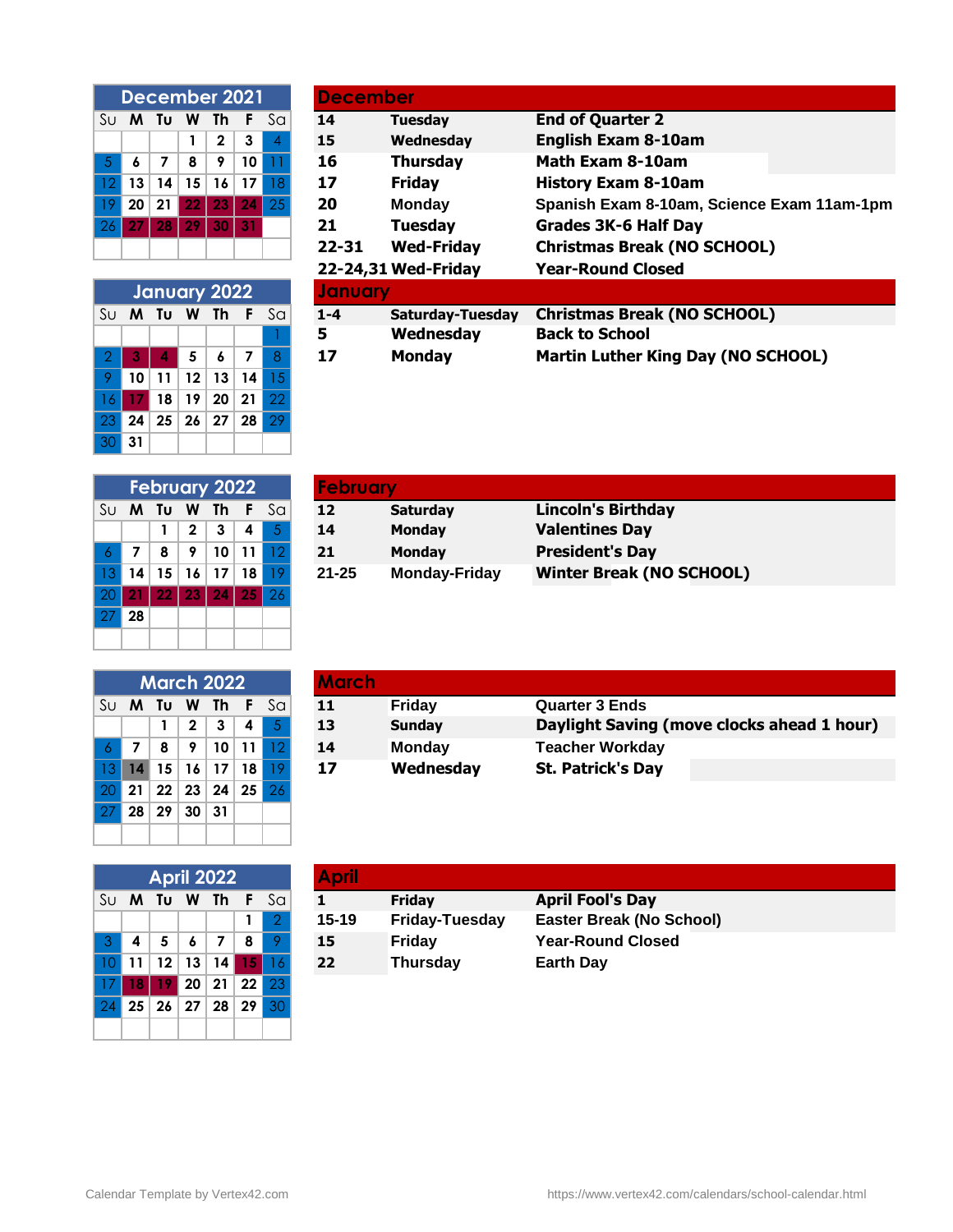## December 2021

| Su | M | Tu | W | Th | F | Sa |
|---|---|---|---|---|---|---|
| | | | 1 | 2 | 3 | 4 |
| 5 | 6 | 7 | 8 | 9 | 10 | 11 |
| 12 | 13 | 14 | 15 | 16 | 17 | 18 |
| 19 | 20 | 21 | 22 | 23 | 24 | 25 |
| 26 | 27 | 28 | 29 | 30 | 31 | |

## December

| | | |
|---|---|---|
| **14** | **Tuesday** | **End of Quarter 2** |
| **15** | **Wednesday** | **English Exam 8-10am** |
| **16** | **Thursday** | **Math Exam 8-10am** |
| **17** | **Friday** | **History Exam 8-10am** |
| **20** | **Monday** | **Spanish Exam 8-10am, Science Exam 11am-1pm** |
| **21** | **Tuesday** | **Grades 3K-6 Half Day** |
| **22-31** | **Wed-Friday** | **Christmas Break (NO SCHOOL)** |
| **22-24,31** | **Wed-Friday** | **Year-Round Closed** |

## January 2022

| Su | M | Tu | W | Th | F | Sa |
|---|---|---|---|---|---|---|
| | | | | | | 1 |
| 2 | 3 | 4 | 5 | 6 | 7 | 8 |
| 9 | 10 | 11 | 12 | 13 | 14 | 15 |
| 16 | 17 | 18 | 19 | 20 | 21 | 22 |
| 23 | 24 | 25 | 26 | 27 | 28 | 29 |
| 30 | 31 | | | | | |

## January

| | | |
|---|---|---|
| **1-4** | **Saturday-Tuesday** | **Christmas Break (NO SCHOOL)** |
| **5** | **Wednesday** | **Back to School** |
| **17** | **Monday** | **Martin Luther King Day (NO SCHOOL)** |

## February 2022

| Su | M | Tu | W | Th | F | Sa |
|---|---|---|---|---|---|---|
| | | 1 | 2 | 3 | 4 | 5 |
| 6 | 7 | 8 | 9 | 10 | 11 | 12 |
| 13 | 14 | 15 | 16 | 17 | 18 | 19 |
| 20 | 21 | 22 | 23 | 24 | 25 | 26 |
| 27 | 28 | | | | | |

## February

| | | |
|---|---|---|
| **12** | **Saturday** | **Lincoln's Birthday** |
| **14** | **Monday** | **Valentines Day** |
| **21** | **Monday** | **President's Day** |
| **21-25** | **Monday-Friday** | **Winter Break (NO SCHOOL)** |

## March 2022

| Su | M | Tu | W | Th | F | Sa |
|---|---|---|---|---|---|---|
| | | 1 | 2 | 3 | 4 | 5 |
| 6 | 7 | 8 | 9 | 10 | 11 | 12 |
| 13 | 14 | 15 | 16 | 17 | 18 | 19 |
| 20 | 21 | 22 | 23 | 24 | 25 | 26 |
| 27 | 28 | 29 | 30 | 31 | | |

## March

| | | |
|---|---|---|
| **11** | **Friday** | **Quarter 3 Ends** |
| **13** | **Sunday** | **Daylight Saving (move clocks ahead 1 hour)** |
| **14** | **Monday** | **Teacher Workday** |
| **17** | **Wednesday** | **St. Patrick's Day** |

## April 2022

| Su | M | Tu | W | Th | F | Sa |
|---|---|---|---|---|---|---|
| | | | | | 1 | 2 |
| 3 | 4 | 5 | 6 | 7 | 8 | 9 |
| 10 | 11 | 12 | 13 | 14 | 15 | 16 |
| 17 | 18 | 19 | 20 | 21 | 22 | 23 |
| 24 | 25 | 26 | 27 | 28 | 29 | 30 |

## April

| | | |
|---|---|---|
| **1** | **Friday** | **April Fool's Day** |
| **15-19** | **Friday-Tuesday** | **Easter Break (No School)** |
| **15** | **Friday** | **Year-Round Closed** |
| **22** | **Thursday** | **Earth Day** |

Calendar Template by Vertex42.com

https://www.vertex42.com/calendars/school-calendar.html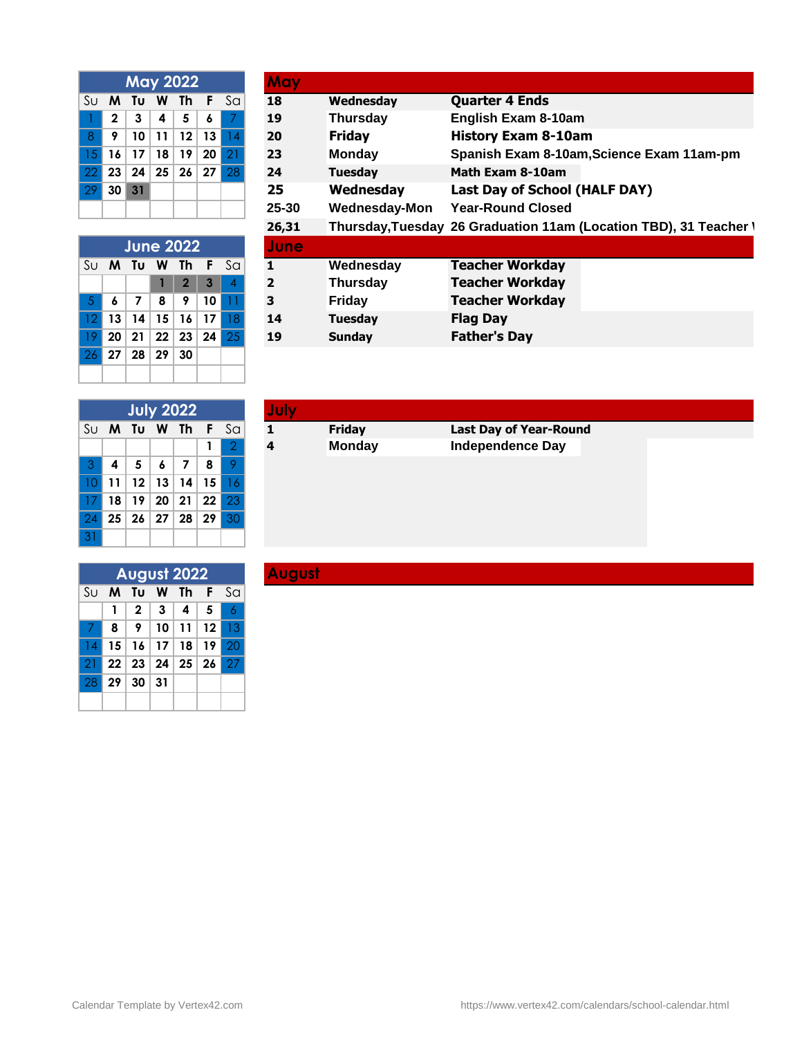| May 2022 | | | | | | |
|---|---|---|---|---|---|---|
| Su | M | Tu | W | Th | F | Sa |
| 1 | 2 | 3 | 4 | 5 | 6 | 7 |
| 8 | 9 | 10 | 11 | 12 | 13 | 14 |
| 15 | 16 | 17 | 18 | 19 | 20 | 21 |
| 22 | 23 | 24 | 25 | 26 | 27 | 28 |
| 29 | 30 | 31 | | | | |

## May

| | | |
|---|---|---|
| 18 | Wednesday | Quarter 4 Ends |
| 19 | Thursday | English Exam 8-10am |
| 20 | Friday | History Exam 8-10am |
| 23 | Monday | Spanish Exam 8-10am,Science Exam 11am-pm |
| 24 | Tuesday | Math Exam 8-10am |
| 25 | Wednesday | Last Day of School (HALF DAY) |
| 25-30 | Wednesday-Mon | Year-Round Closed |
| 26,31 | Thursday,Tuesday | 26 Graduation 11am (Location TBD), 31 Teacher \ |

| June 2022 | | | | | | |
|---|---|---|---|---|---|---|
| Su | M | Tu | W | Th | F | Sa |
| | | | 1 | 2 | 3 | 4 |
| 5 | 6 | 7 | 8 | 9 | 10 | 11 |
| 12 | 13 | 14 | 15 | 16 | 17 | 18 |
| 19 | 20 | 21 | 22 | 23 | 24 | 25 |
| 26 | 27 | 28 | 29 | 30 | | |

## June

| | | |
|---|---|---|
| 1 | Wednesday | Teacher Workday |
| 2 | Thursday | Teacher Workday |
| 3 | Friday | Teacher Workday |
| 14 | Tuesday | Flag Day |
| 19 | Sunday | Father's Day |

| July 2022 | | | | | | |
|---|---|---|---|---|---|---|
| Su | M | Tu | W | Th | F | Sa |
| | | | | | 1 | 2 |
| 3 | 4 | 5 | 6 | 7 | 8 | 9 |
| 10 | 11 | 12 | 13 | 14 | 15 | 16 |
| 17 | 18 | 19 | 20 | 21 | 22 | 23 |
| 24 | 25 | 26 | 27 | 28 | 29 | 30 |
| 31 | | | | | | |

## July

| | | |
|---|---|---|
| 1 | Friday | Last Day of Year-Round |
| 4 | Monday | Independence Day |

| August 2022 | | | | | | |
|---|---|---|---|---|---|---|
| Su | M | Tu | W | Th | F | Sa |
| | 1 | 2 | 3 | 4 | 5 | 6 |
| 7 | 8 | 9 | 10 | 11 | 12 | 13 |
| 14 | 15 | 16 | 17 | 18 | 19 | 20 |
| 21 | 22 | 23 | 24 | 25 | 26 | 27 |
| 28 | 29 | 30 | 31 | | | |

## August

Calendar Template by Vertex42.com

https://www.vertex42.com/calendars/school-calendar.html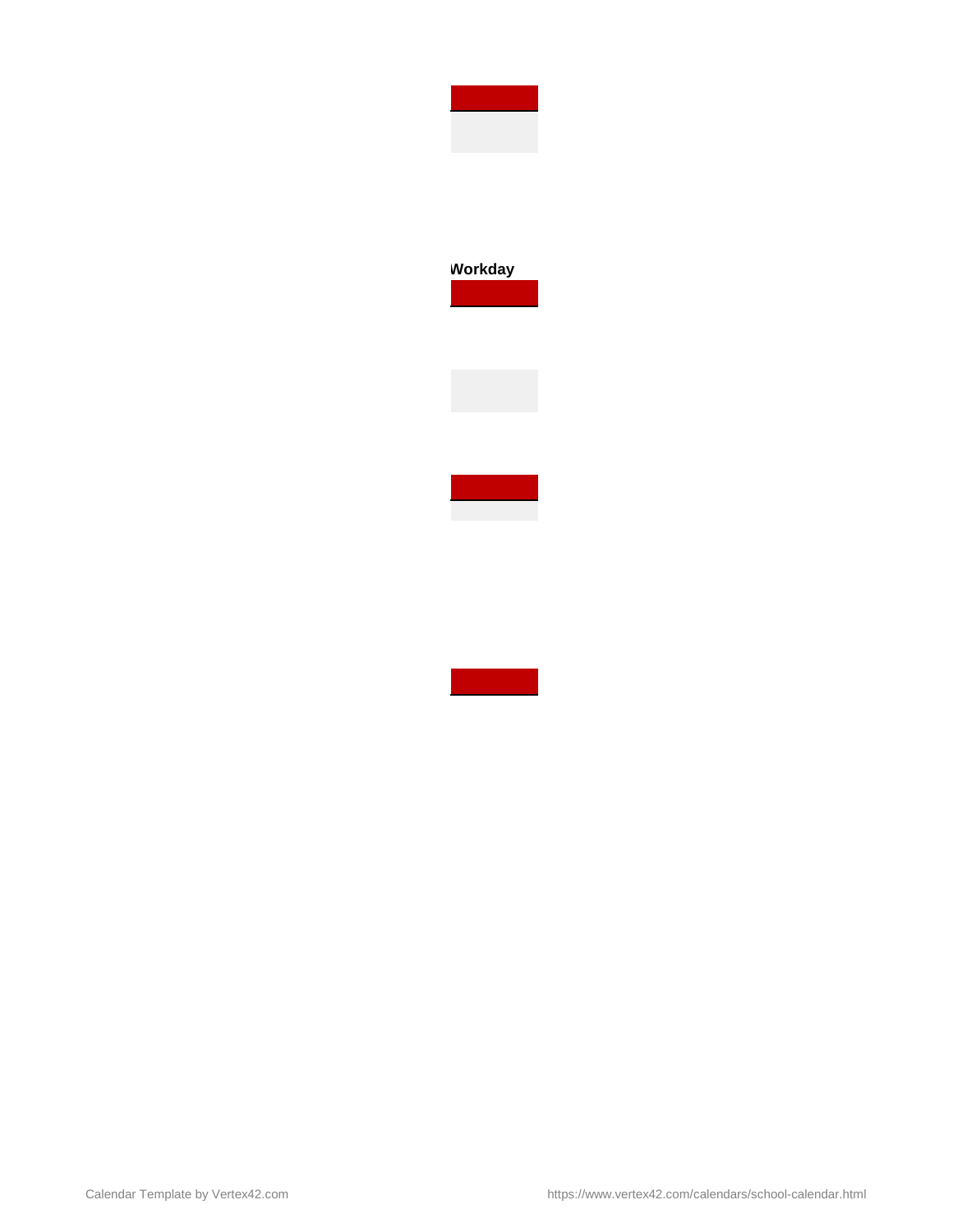Workday